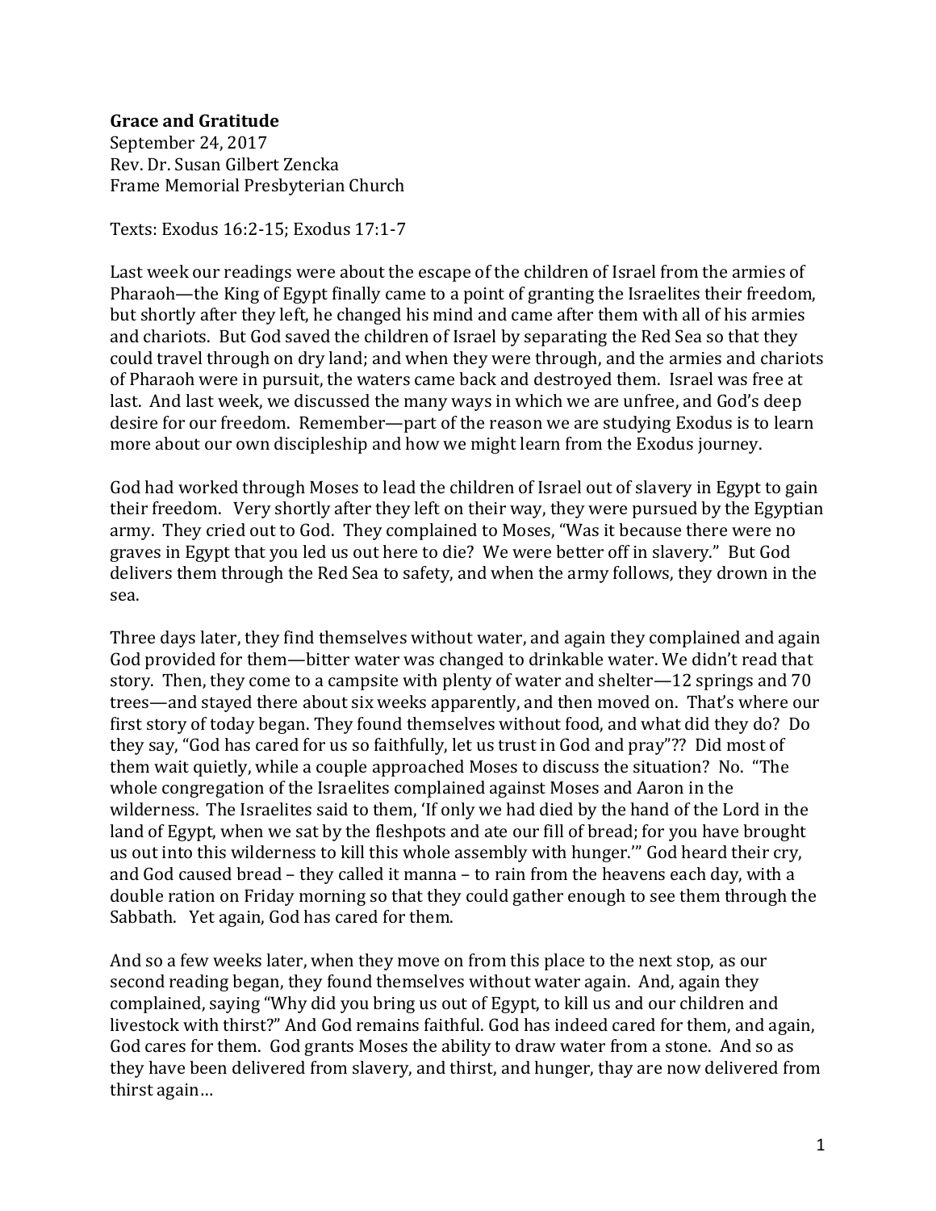**Grace and Gratitude**
September 24, 2017
Rev. Dr. Susan Gilbert Zencka
Frame Memorial Presbyterian Church

Texts: Exodus 16:2-15; Exodus 17:1-7

Last week our readings were about the escape of the children of Israel from the armies of Pharaoh—the King of Egypt finally came to a point of granting the Israelites their freedom, but shortly after they left, he changed his mind and came after them with all of his armies and chariots. But God saved the children of Israel by separating the Red Sea so that they could travel through on dry land; and when they were through, and the armies and chariots of Pharaoh were in pursuit, the waters came back and destroyed them. Israel was free at last. And last week, we discussed the many ways in which we are unfree, and God's deep desire for our freedom. Remember—part of the reason we are studying Exodus is to learn more about our own discipleship and how we might learn from the Exodus journey.

God had worked through Moses to lead the children of Israel out of slavery in Egypt to gain their freedom. Very shortly after they left on their way, they were pursued by the Egyptian army. They cried out to God. They complained to Moses, "Was it because there were no graves in Egypt that you led us out here to die? We were better off in slavery." But God delivers them through the Red Sea to safety, and when the army follows, they drown in the sea.

Three days later, they find themselves without water, and again they complained and again God provided for them—bitter water was changed to drinkable water. We didn't read that story. Then, they come to a campsite with plenty of water and shelter—12 springs and 70 trees—and stayed there about six weeks apparently, and then moved on. That's where our first story of today began. They found themselves without food, and what did they do? Do they say, "God has cared for us so faithfully, let us trust in God and pray"?? Did most of them wait quietly, while a couple approached Moses to discuss the situation? No. "The whole congregation of the Israelites complained against Moses and Aaron in the wilderness. The Israelites said to them, 'If only we had died by the hand of the Lord in the land of Egypt, when we sat by the fleshpots and ate our fill of bread; for you have brought us out into this wilderness to kill this whole assembly with hunger.'" God heard their cry, and God caused bread – they called it manna – to rain from the heavens each day, with a double ration on Friday morning so that they could gather enough to see them through the Sabbath. Yet again, God has cared for them.

And so a few weeks later, when they move on from this place to the next stop, as our second reading began, they found themselves without water again. And, again they complained, saying "Why did you bring us out of Egypt, to kill us and our children and livestock with thirst?" And God remains faithful. God has indeed cared for them, and again, God cares for them. God grants Moses the ability to draw water from a stone. And so as they have been delivered from slavery, and thirst, and hunger, thay are now delivered from thirst again…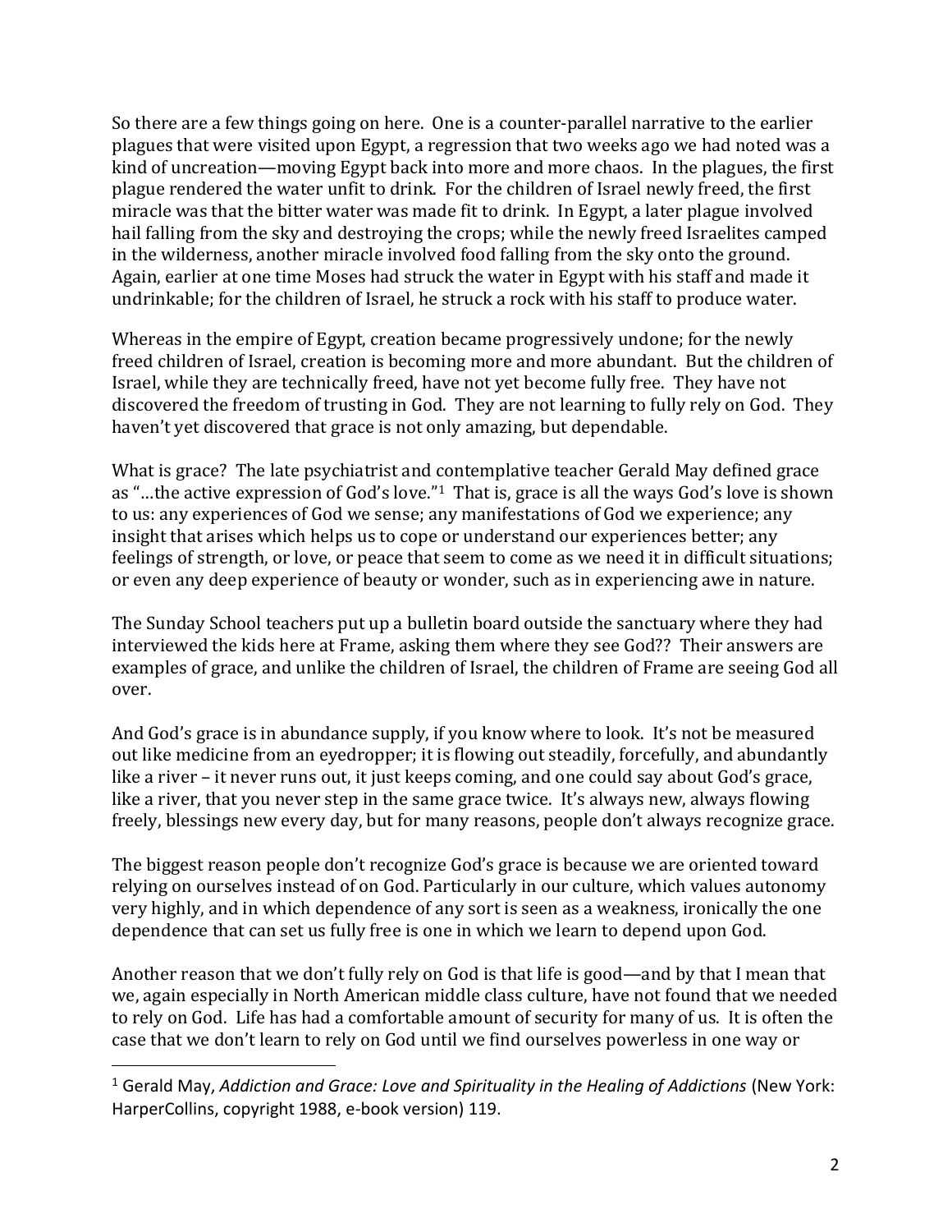So there are a few things going on here. One is a counter-parallel narrative to the earlier plagues that were visited upon Egypt, a regression that two weeks ago we had noted was a kind of uncreation—moving Egypt back into more and more chaos. In the plagues, the first plague rendered the water unfit to drink. For the children of Israel newly freed, the first miracle was that the bitter water was made fit to drink. In Egypt, a later plague involved hail falling from the sky and destroying the crops; while the newly freed Israelites camped in the wilderness, another miracle involved food falling from the sky onto the ground. Again, earlier at one time Moses had struck the water in Egypt with his staff and made it undrinkable; for the children of Israel, he struck a rock with his staff to produce water.

Whereas in the empire of Egypt, creation became progressively undone; for the newly freed children of Israel, creation is becoming more and more abundant. But the children of Israel, while they are technically freed, have not yet become fully free. They have not discovered the freedom of trusting in God. They are not learning to fully rely on God. They haven't yet discovered that grace is not only amazing, but dependable.

What is grace? The late psychiatrist and contemplative teacher Gerald May defined grace as "…the active expression of God's love."[1] That is, grace is all the ways God's love is shown to us: any experiences of God we sense; any manifestations of God we experience; any insight that arises which helps us to cope or understand our experiences better; any feelings of strength, or love, or peace that seem to come as we need it in difficult situations; or even any deep experience of beauty or wonder, such as in experiencing awe in nature.

The Sunday School teachers put up a bulletin board outside the sanctuary where they had interviewed the kids here at Frame, asking them where they see God?? Their answers are examples of grace, and unlike the children of Israel, the children of Frame are seeing God all over.

And God's grace is in abundance supply, if you know where to look. It's not be measured out like medicine from an eyedropper; it is flowing out steadily, forcefully, and abundantly like a river – it never runs out, it just keeps coming, and one could say about God's grace, like a river, that you never step in the same grace twice. It's always new, always flowing freely, blessings new every day, but for many reasons, people don't always recognize grace.

The biggest reason people don't recognize God's grace is because we are oriented toward relying on ourselves instead of on God. Particularly in our culture, which values autonomy very highly, and in which dependence of any sort is seen as a weakness, ironically the one dependence that can set us fully free is one in which we learn to depend upon God.

Another reason that we don't fully rely on God is that life is good—and by that I mean that we, again especially in North American middle class culture, have not found that we needed to rely on God. Life has had a comfortable amount of security for many of us. It is often the case that we don't learn to rely on God until we find ourselves powerless in one way or

---

[1] Gerald May, *Addiction and Grace: Love and Spirituality in the Healing of Addictions* (New York: HarperCollins, copyright 1988, e-book version) 119.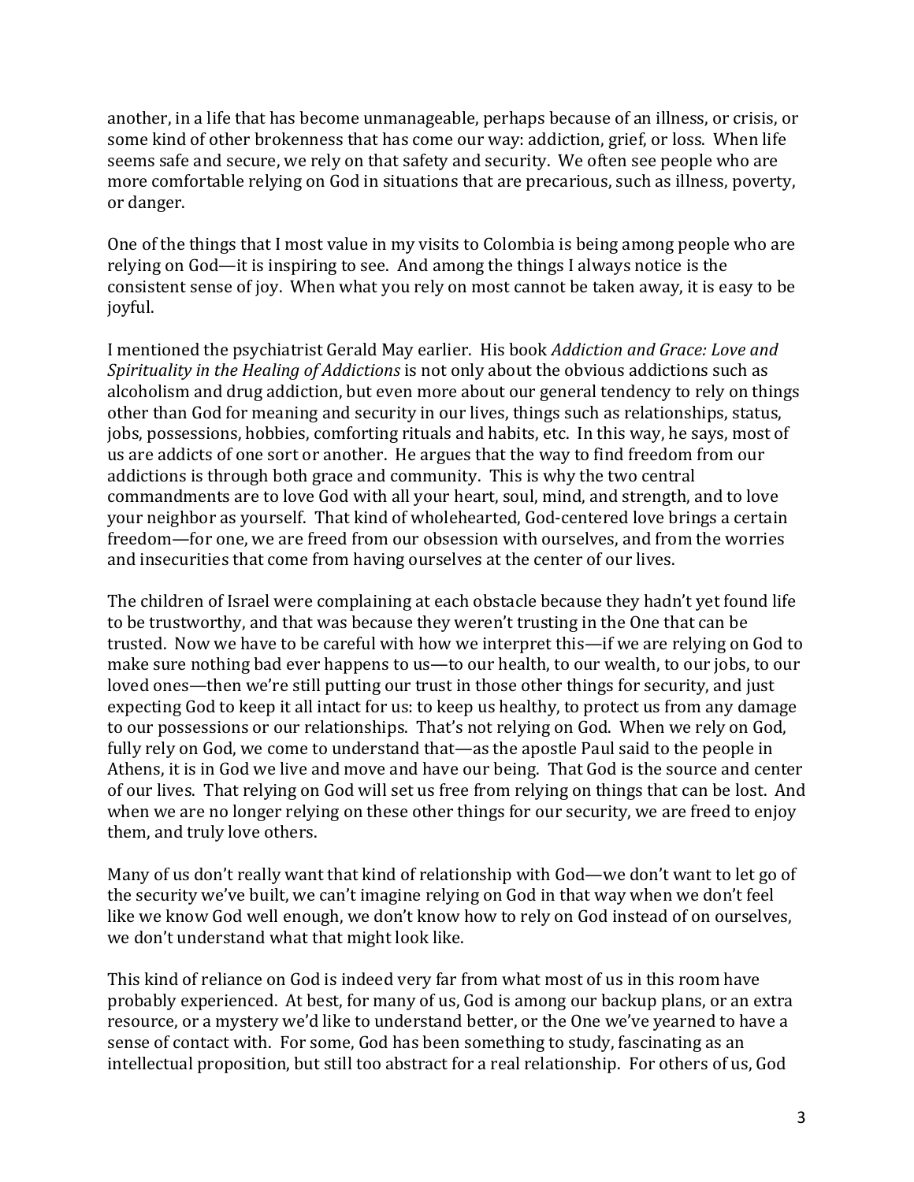another, in a life that has become unmanageable, perhaps because of an illness, or crisis, or some kind of other brokenness that has come our way: addiction, grief, or loss. When life seems safe and secure, we rely on that safety and security. We often see people who are more comfortable relying on God in situations that are precarious, such as illness, poverty, or danger.

One of the things that I most value in my visits to Colombia is being among people who are relying on God—it is inspiring to see. And among the things I always notice is the consistent sense of joy. When what you rely on most cannot be taken away, it is easy to be joyful.

I mentioned the psychiatrist Gerald May earlier. His book *Addiction and Grace: Love and Spirituality in the Healing of Addictions* is not only about the obvious addictions such as alcoholism and drug addiction, but even more about our general tendency to rely on things other than God for meaning and security in our lives, things such as relationships, status, jobs, possessions, hobbies, comforting rituals and habits, etc. In this way, he says, most of us are addicts of one sort or another. He argues that the way to find freedom from our addictions is through both grace and community. This is why the two central commandments are to love God with all your heart, soul, mind, and strength, and to love your neighbor as yourself. That kind of wholehearted, God-centered love brings a certain freedom—for one, we are freed from our obsession with ourselves, and from the worries and insecurities that come from having ourselves at the center of our lives.

The children of Israel were complaining at each obstacle because they hadn't yet found life to be trustworthy, and that was because they weren't trusting in the One that can be trusted. Now we have to be careful with how we interpret this—if we are relying on God to make sure nothing bad ever happens to us—to our health, to our wealth, to our jobs, to our loved ones—then we're still putting our trust in those other things for security, and just expecting God to keep it all intact for us: to keep us healthy, to protect us from any damage to our possessions or our relationships. That's not relying on God. When we rely on God, fully rely on God, we come to understand that—as the apostle Paul said to the people in Athens, it is in God we live and move and have our being. That God is the source and center of our lives. That relying on God will set us free from relying on things that can be lost. And when we are no longer relying on these other things for our security, we are freed to enjoy them, and truly love others.

Many of us don't really want that kind of relationship with God—we don't want to let go of the security we've built, we can't imagine relying on God in that way when we don't feel like we know God well enough, we don't know how to rely on God instead of on ourselves, we don't understand what that might look like.

This kind of reliance on God is indeed very far from what most of us in this room have probably experienced. At best, for many of us, God is among our backup plans, or an extra resource, or a mystery we'd like to understand better, or the One we've yearned to have a sense of contact with. For some, God has been something to study, fascinating as an intellectual proposition, but still too abstract for a real relationship. For others of us, God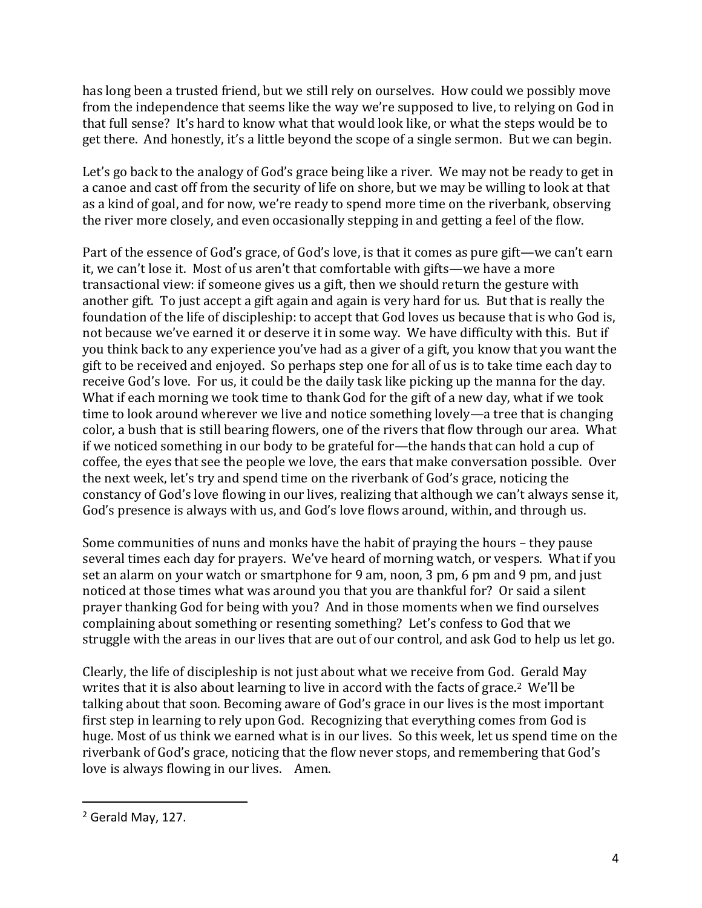has long been a trusted friend, but we still rely on ourselves. How could we possibly move from the independence that seems like the way we're supposed to live, to relying on God in that full sense? It's hard to know what that would look like, or what the steps would be to get there. And honestly, it's a little beyond the scope of a single sermon. But we can begin.

Let's go back to the analogy of God's grace being like a river. We may not be ready to get in a canoe and cast off from the security of life on shore, but we may be willing to look at that as a kind of goal, and for now, we're ready to spend more time on the riverbank, observing the river more closely, and even occasionally stepping in and getting a feel of the flow.

Part of the essence of God's grace, of God's love, is that it comes as pure gift—we can't earn it, we can't lose it. Most of us aren't that comfortable with gifts—we have a more transactional view: if someone gives us a gift, then we should return the gesture with another gift. To just accept a gift again and again is very hard for us. But that is really the foundation of the life of discipleship: to accept that God loves us because that is who God is, not because we've earned it or deserve it in some way. We have difficulty with this. But if you think back to any experience you've had as a giver of a gift, you know that you want the gift to be received and enjoyed. So perhaps step one for all of us is to take time each day to receive God's love. For us, it could be the daily task like picking up the manna for the day. What if each morning we took time to thank God for the gift of a new day, what if we took time to look around wherever we live and notice something lovely—a tree that is changing color, a bush that is still bearing flowers, one of the rivers that flow through our area. What if we noticed something in our body to be grateful for—the hands that can hold a cup of coffee, the eyes that see the people we love, the ears that make conversation possible. Over the next week, let's try and spend time on the riverbank of God's grace, noticing the constancy of God's love flowing in our lives, realizing that although we can't always sense it, God's presence is always with us, and God's love flows around, within, and through us.

Some communities of nuns and monks have the habit of praying the hours – they pause several times each day for prayers. We've heard of morning watch, or vespers. What if you set an alarm on your watch or smartphone for 9 am, noon, 3 pm, 6 pm and 9 pm, and just noticed at those times what was around you that you are thankful for? Or said a silent prayer thanking God for being with you? And in those moments when we find ourselves complaining about something or resenting something? Let's confess to God that we struggle with the areas in our lives that are out of our control, and ask God to help us let go.

Clearly, the life of discipleship is not just about what we receive from God. Gerald May writes that it is also about learning to live in accord with the facts of grace.[2] We'll be talking about that soon. Becoming aware of God's grace in our lives is the most important first step in learning to rely upon God. Recognizing that everything comes from God is huge. Most of us think we earned what is in our lives. So this week, let us spend time on the riverbank of God's grace, noticing that the flow never stops, and remembering that God's love is always flowing in our lives. Amen.

---

[2] Gerald May, 127.